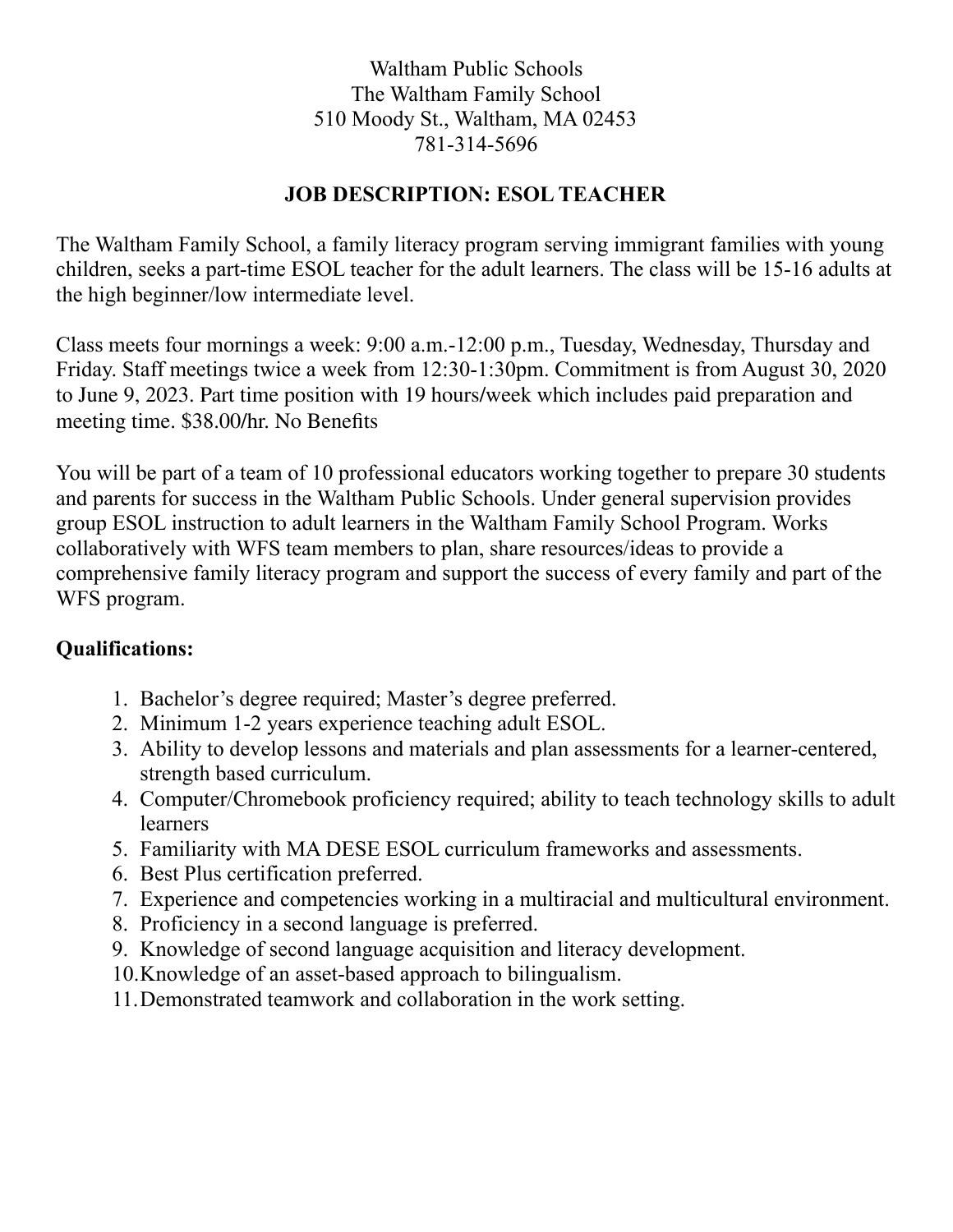Waltham Public Schools
The Waltham Family School
510 Moody St., Waltham, MA 02453
781-314-5696

## JOB DESCRIPTION: ESOL TEACHER

The Waltham Family School, a family literacy program serving immigrant families with young children, seeks a part-time ESOL teacher for the adult learners. The class will be 15-16 adults at the high beginner/low intermediate level.

Class meets four mornings a week: 9:00 a.m.-12:00 p.m., Tuesday, Wednesday, Thursday and Friday. Staff meetings twice a week from 12:30-1:30pm. Commitment is from August 30, 2020 to June 9, 2023. Part time position with 19 hours/week which includes paid preparation and meeting time. $38.00/hr. No Benefits

You will be part of a team of 10 professional educators working together to prepare 30 students and parents for success in the Waltham Public Schools. Under general supervision provides group ESOL instruction to adult learners in the Waltham Family School Program. Works collaboratively with WFS team members to plan, share resources/ideas to provide a comprehensive family literacy program and support the success of every family and part of the WFS program.

**Qualifications:**

1. Bachelor's degree required; Master's degree preferred.
2. Minimum 1-2 years experience teaching adult ESOL.
3. Ability to develop lessons and materials and plan assessments for a learner-centered, strength based curriculum.
4. Computer/Chromebook proficiency required; ability to teach technology skills to adult learners
5. Familiarity with MA DESE ESOL curriculum frameworks and assessments.
6. Best Plus certification preferred.
7. Experience and competencies working in a multiracial and multicultural environment.
8. Proficiency in a second language is preferred.
9. Knowledge of second language acquisition and literacy development.
10. Knowledge of an asset-based approach to bilingualism.
11. Demonstrated teamwork and collaboration in the work setting.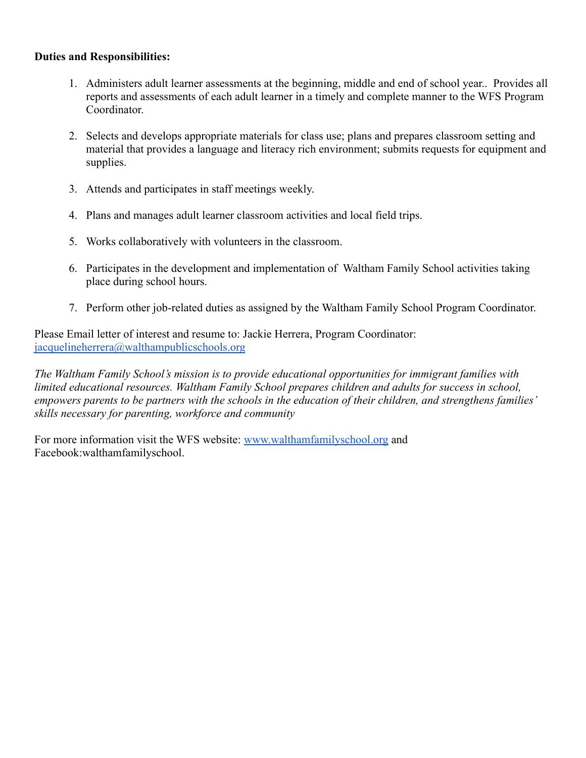**Duties and Responsibilities:**

1. Administers adult learner assessments at the beginning, middle and end of school year.. Provides all reports and assessments of each adult learner in a timely and complete manner to the WFS Program Coordinator.

2. Selects and develops appropriate materials for class use; plans and prepares classroom setting and material that provides a language and literacy rich environment; submits requests for equipment and supplies.

3. Attends and participates in staff meetings weekly.

4. Plans and manages adult learner classroom activities and local field trips.

5. Works collaboratively with volunteers in the classroom.

6. Participates in the development and implementation of Waltham Family School activities taking place during school hours.

7. Perform other job-related duties as assigned by the Waltham Family School Program Coordinator.

Please Email letter of interest and resume to: Jackie Herrera, Program Coordinator: [jacquelineherrera@walthampublicschools.org](mailto:jacquelineherrera@walthampublicschools.org)

*The Waltham Family School's mission is to provide educational opportunities for immigrant families with limited educational resources. Waltham Family School prepares children and adults for success in school, empowers parents to be partners with the schools in the education of their children, and strengthens families' skills necessary for parenting, workforce and community*

For more information visit the WFS website: [www.walthamfamilyschool.org](http://www.walthamfamilyschool.org) and Facebook:walthamfamilyschool.